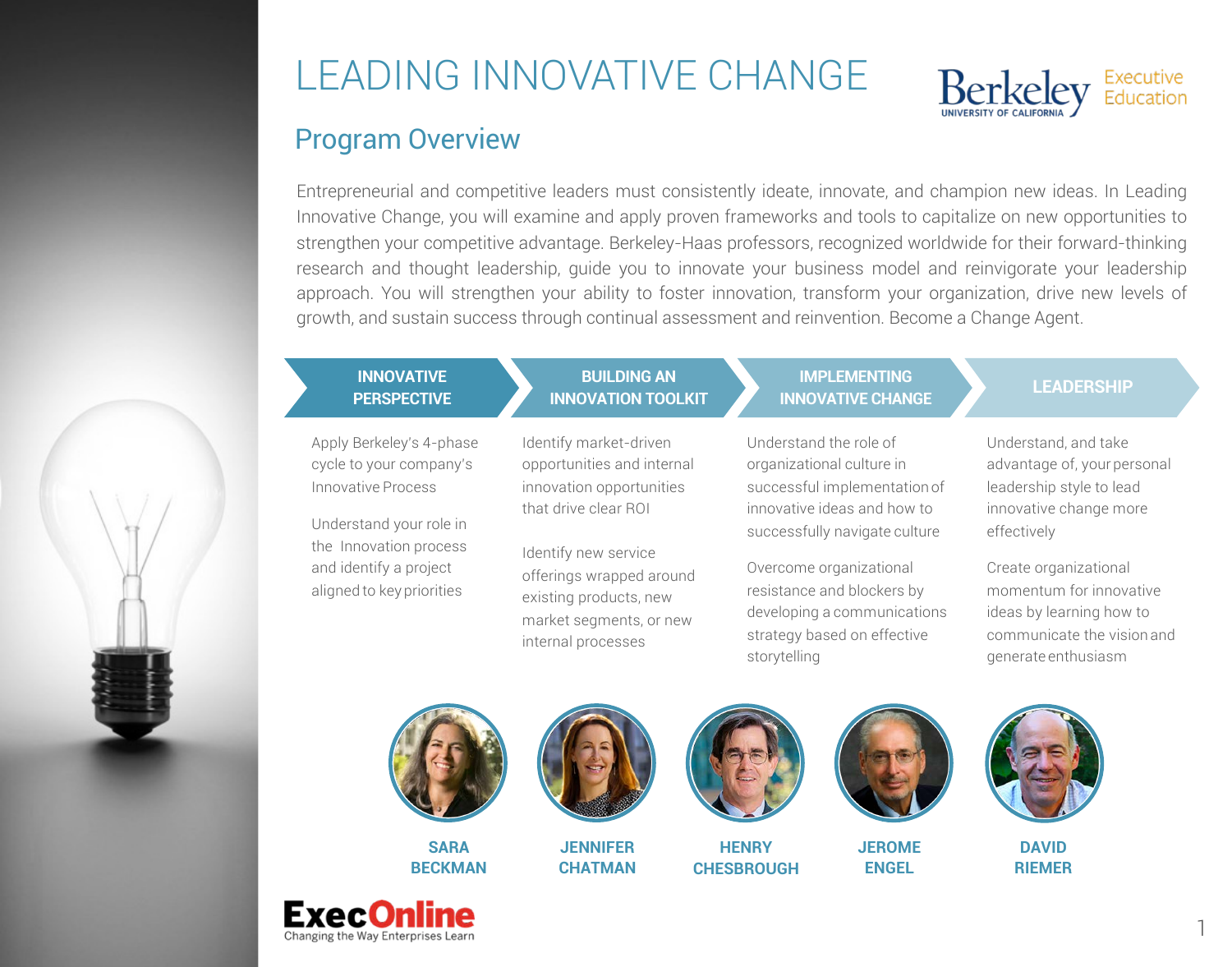# LEADING INNOVATIVE CHANGE

Berkeley UNIVERSITY OF CALIFORNIA Executive Education

## Program Overview

Entrepreneurial and competitive leaders must consistently ideate, innovate, and champion new ideas. In Leading Innovative Change, you will examine and apply proven frameworks and tools to capitalize on new opportunities to strengthen your competitive advantage. Berkeley-Haas professors, recognized worldwide for their forward-thinking research and thought leadership, guide you to innovate your business model and reinvigorate your leadership approach. You will strengthen your ability to foster innovation, transform your organization, drive new levels of growth, and sustain success through continual assessment and reinvention. Become a Change Agent.

### INNOVATIVE PERSPECTIVE

Apply Berkeley's 4-phase cycle to your company's Innovative Process

Understand your role in the Innovation process and identify a project aligned to key priorities

### BUILDING AN INNOVATION TOOLKIT

Identify market-driven opportunities and internal innovation opportunities that drive clear ROI

Identify new service offerings wrapped around existing products, new market segments, or new internal processes

### IMPLEMENTING INNOVATIVE CHANGE

Understand the role of organizational culture in successful implementation of innovative ideas and how to successfully navigate culture

Overcome organizational resistance and blockers by developing a communications strategy based on effective storytelling

### LEADERSHIP

Understand, and take advantage of, your personal leadership style to lead innovative change more effectively

Create organizational momentum for innovative ideas by learning how to communicate the vision and generate enthusiasm

**SARA BECKMAN**

**JENNIFER CHATMAN**

**HENRY CHESBROUGH**

**JEROME ENGEL**

**DAVID RIEMER**

ExecOnline
Changing the Way Enterprises Learn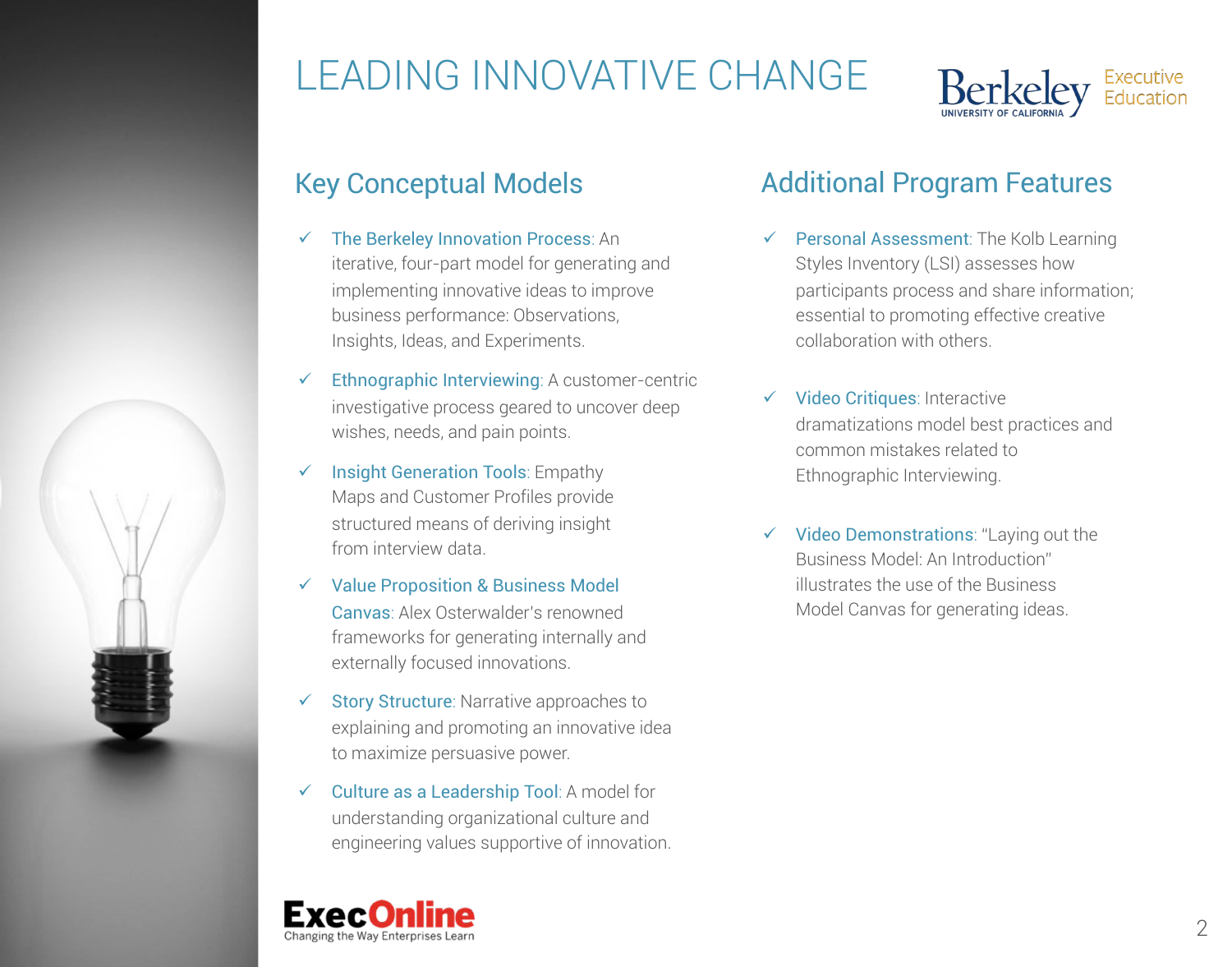# LEADING INNOVATIVE CHANGE

Berkeley UNIVERSITY OF CALIFORNIA Executive Education

## Key Conceptual Models

- ✓ The Berkeley Innovation Process: An iterative, four-part model for generating and implementing innovative ideas to improve business performance: Observations, Insights, Ideas, and Experiments.
- ✓ Ethnographic Interviewing: A customer-centric investigative process geared to uncover deep wishes, needs, and pain points.
- ✓ Insight Generation Tools: Empathy Maps and Customer Profiles provide structured means of deriving insight from interview data.
- ✓ Value Proposition & Business Model Canvas: Alex Osterwalder's renowned frameworks for generating internally and externally focused innovations.
- ✓ Story Structure: Narrative approaches to explaining and promoting an innovative idea to maximize persuasive power.
- ✓ Culture as a Leadership Tool: A model for understanding organizational culture and engineering values supportive of innovation.

## Additional Program Features

- ✓ Personal Assessment: The Kolb Learning Styles Inventory (LSI) assesses how participants process and share information; essential to promoting effective creative collaboration with others.
- ✓ Video Critiques: Interactive dramatizations model best practices and common mistakes related to Ethnographic Interviewing.
- ✓ Video Demonstrations: "Laying out the Business Model: An Introduction" illustrates the use of the Business Model Canvas for generating ideas.

ExecOnline
Changing the Way Enterprises Learn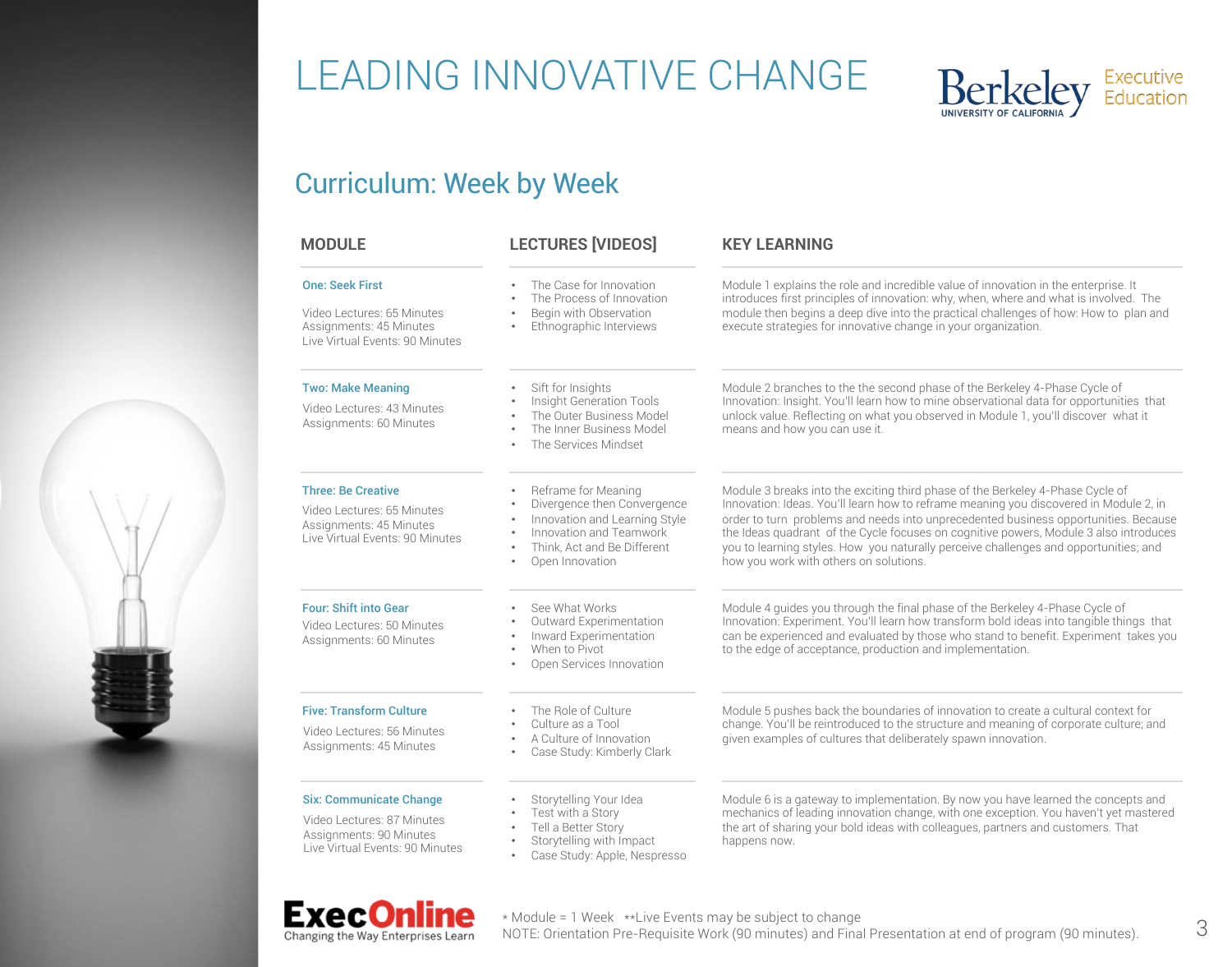# LEADING INNOVATIVE CHANGE

Berkeley UNIVERSITY OF CALIFORNIA Executive Education

## Curriculum: Week by Week

| MODULE | LECTURES [VIDEOS] | KEY LEARNING |
|---|---|---|
| **One: Seek First**<br><br>Video Lectures: 65 Minutes<br>Assignments: 45 Minutes<br>Live Virtual Events: 90 Minutes | • The Case for Innovation<br>• The Process of Innovation<br>• Begin with Observation<br>• Ethnographic Interviews | Module 1 explains the role and incredible value of innovation in the enterprise. It introduces first principles of innovation: why, when, where and what is involved. The module then begins a deep dive into the practical challenges of how: How to plan and execute strategies for innovative change in your organization. |
| **Two: Make Meaning**<br><br>Video Lectures: 43 Minutes<br>Assignments: 60 Minutes | • Sift for Insights<br>• Insight Generation Tools<br>• The Outer Business Model<br>• The Inner Business Model<br>• The Services Mindset | Module 2 branches to the the second phase of the Berkeley 4-Phase Cycle of Innovation: Insight. You'll learn how to mine observational data for opportunities that unlock value. Reflecting on what you observed in Module 1, you'll discover what it means and how you can use it. |
| **Three: Be Creative**<br><br>Video Lectures: 65 Minutes<br>Assignments: 45 Minutes<br>Live Virtual Events: 90 Minutes | • Reframe for Meaning<br>• Divergence then Convergence<br>• Innovation and Learning Style<br>• Innovation and Teamwork<br>• Think, Act and Be Different<br>• Open Innovation | Module 3 breaks into the exciting third phase of the Berkeley 4-Phase Cycle of Innovation: Ideas. You'll learn how to reframe meaning you discovered in Module 2, in order to turn problems and needs into unprecedented business opportunities. Because the Ideas quadrant of the Cycle focuses on cognitive powers, Module 3 also introduces you to learning styles. How you naturally perceive challenges and opportunities; and how you work with others on solutions. |
| **Four: Shift into Gear**<br><br>Video Lectures: 50 Minutes<br>Assignments: 60 Minutes | • See What Works<br>• Outward Experimentation<br>• Inward Experimentation<br>• When to Pivot<br>• Open Services Innovation | Module 4 guides you through the final phase of the Berkeley 4-Phase Cycle of Innovation: Experiment. You'll learn how transform bold ideas into tangible things that can be experienced and evaluated by those who stand to benefit. Experiment takes you to the edge of acceptance, production and implementation. |
| **Five: Transform Culture**<br><br>Video Lectures: 56 Minutes<br>Assignments: 45 Minutes | • The Role of Culture<br>• Culture as a Tool<br>• A Culture of Innovation<br>• Case Study: Kimberly Clark | Module 5 pushes back the boundaries of innovation to create a cultural context for change. You'll be reintroduced to the structure and meaning of corporate culture; and given examples of cultures that deliberately spawn innovation. |
| **Six: Communicate Change**<br><br>Video Lectures: 87 Minutes<br>Assignments: 90 Minutes<br>Live Virtual Events: 90 Minutes | • Storytelling Your Idea<br>• Test with a Story<br>• Tell a Better Story<br>• Storytelling with Impact<br>• Case Study: Apple, Nespresso | Module 6 is a gateway to implementation. By now you have learned the concepts and mechanics of leading innovation change, with one exception. You haven't yet mastered the art of sharing your bold ideas with colleagues, partners and customers. That happens now. |

ExecOnline — Changing the Way Enterprises Learn

* Module = 1 Week **Live Events may be subject to change
NOTE: Orientation Pre-Requisite Work (90 minutes) and Final Presentation at end of program (90 minutes).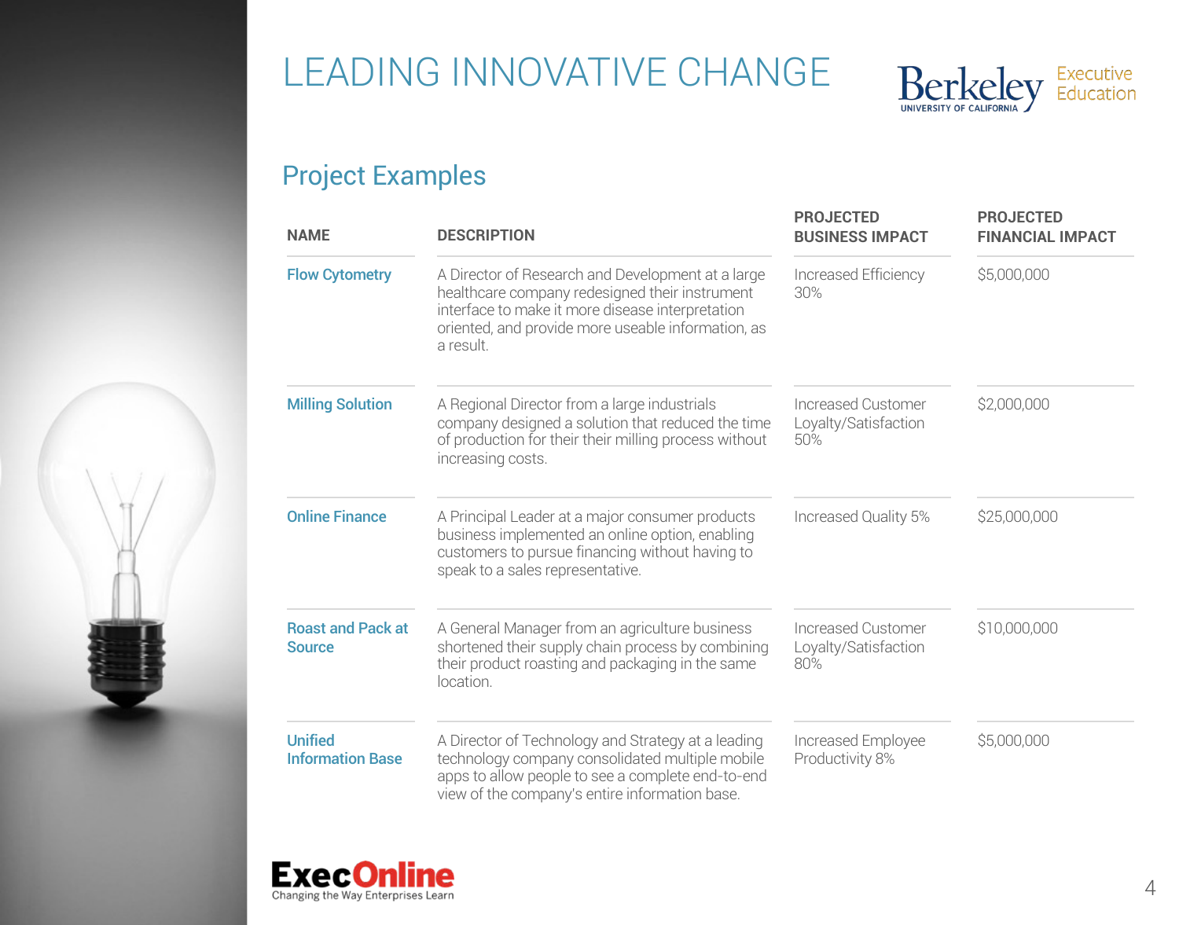# LEADING INNOVATIVE CHANGE

Berkeley UNIVERSITY OF CALIFORNIA Executive Education

## Project Examples

| NAME | DESCRIPTION | PROJECTED BUSINESS IMPACT | PROJECTED FINANCIAL IMPACT |
|---|---|---|---|
| **Flow Cytometry** | A Director of Research and Development at a large healthcare company redesigned their instrument interface to make it more disease interpretation oriented, and provide more useable information, as a result. | Increased Efficiency 30% | $5,000,000 |
| **Milling Solution** | A Regional Director from a large industrials company designed a solution that reduced the time of production for their their milling process without increasing costs. | Increased Customer Loyalty/Satisfaction 50% | $2,000,000 |
| **Online Finance** | A Principal Leader at a major consumer products business implemented an online option, enabling customers to pursue financing without having to speak to a sales representative. | Increased Quality 5% | $25,000,000 |
| **Roast and Pack at Source** | A General Manager from an agriculture business shortened their supply chain process by combining their product roasting and packaging in the same location. | Increased Customer Loyalty/Satisfaction 80% | $10,000,000 |
| **Unified Information Base** | A Director of Technology and Strategy at a leading technology company consolidated multiple mobile apps to allow people to see a complete end-to-end view of the company's entire information base. | Increased Employee Productivity 8% | $5,000,000 |

ExecOnline
Changing the Way Enterprises Learn